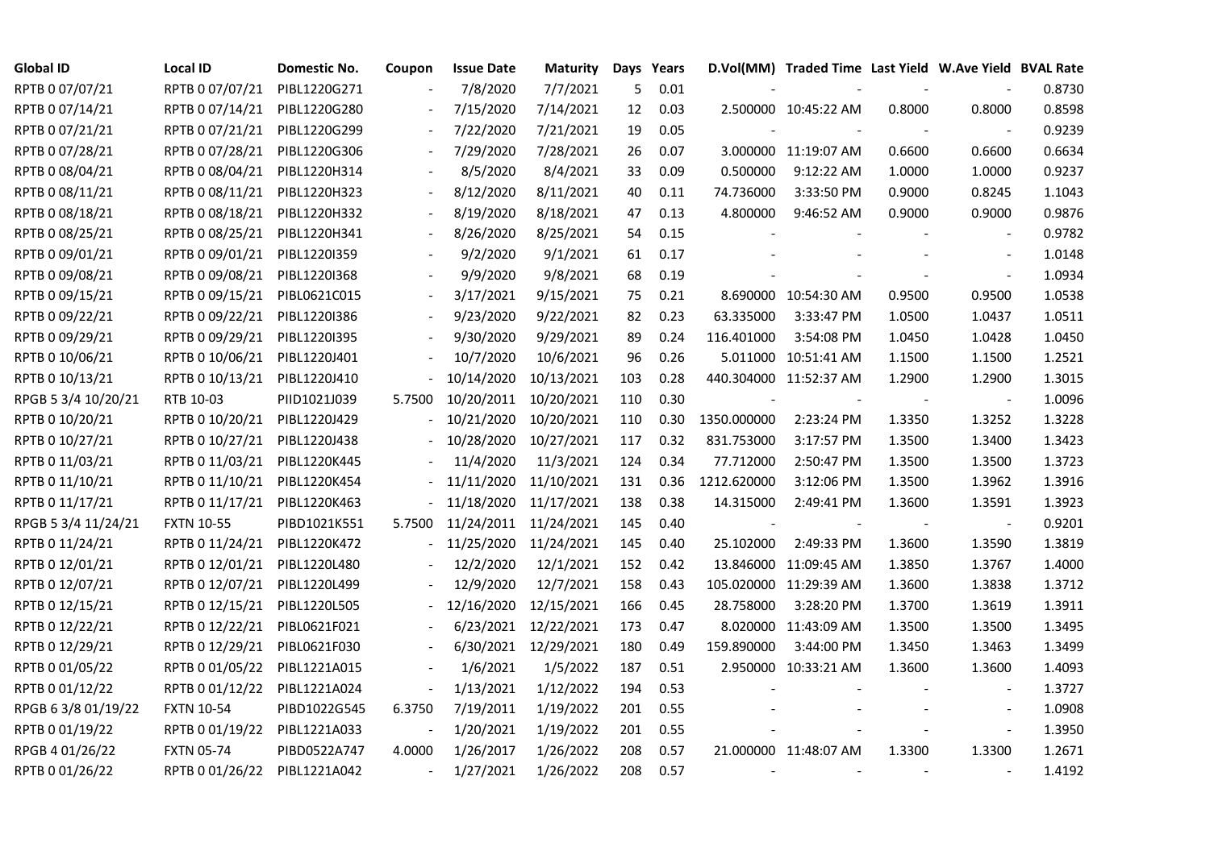| Global ID | Local ID | Domestic No. | Coupon | Issue Date | Maturity | Days | Years | D.Vol(MM) | Traded Time | Last Yield | W.Ave Yield | BVAL Rate |
|---|---|---|---|---|---|---|---|---|---|---|---|---|
| RPTB 0 07/07/21 | RPTB 0 07/07/21 | PIBL1220G271 | - | 7/8/2020 | 7/7/2021 | 5 | 0.01 | - | - | - | - | 0.8730 |
| RPTB 0 07/14/21 | RPTB 0 07/14/21 | PIBL1220G280 | - | 7/15/2020 | 7/14/2021 | 12 | 0.03 | 2.500000 | 10:45:22 AM | 0.8000 | 0.8000 | 0.8598 |
| RPTB 0 07/21/21 | RPTB 0 07/21/21 | PIBL1220G299 | - | 7/22/2020 | 7/21/2021 | 19 | 0.05 | - | - | - | - | 0.9239 |
| RPTB 0 07/28/21 | RPTB 0 07/28/21 | PIBL1220G306 | - | 7/29/2020 | 7/28/2021 | 26 | 0.07 | 3.000000 | 11:19:07 AM | 0.6600 | 0.6600 | 0.6634 |
| RPTB 0 08/04/21 | RPTB 0 08/04/21 | PIBL1220H314 | - | 8/5/2020 | 8/4/2021 | 33 | 0.09 | 0.500000 | 9:12:22 AM | 1.0000 | 1.0000 | 0.9237 |
| RPTB 0 08/11/21 | RPTB 0 08/11/21 | PIBL1220H323 | - | 8/12/2020 | 8/11/2021 | 40 | 0.11 | 74.736000 | 3:33:50 PM | 0.9000 | 0.8245 | 1.1043 |
| RPTB 0 08/18/21 | RPTB 0 08/18/21 | PIBL1220H332 | - | 8/19/2020 | 8/18/2021 | 47 | 0.13 | 4.800000 | 9:46:52 AM | 0.9000 | 0.9000 | 0.9876 |
| RPTB 0 08/25/21 | RPTB 0 08/25/21 | PIBL1220H341 | - | 8/26/2020 | 8/25/2021 | 54 | 0.15 | - | - | - | - | 0.9782 |
| RPTB 0 09/01/21 | RPTB 0 09/01/21 | PIBL1220I359 | - | 9/2/2020 | 9/1/2021 | 61 | 0.17 | - | - | - | - | 1.0148 |
| RPTB 0 09/08/21 | RPTB 0 09/08/21 | PIBL1220I368 | - | 9/9/2020 | 9/8/2021 | 68 | 0.19 | - | - | - | - | 1.0934 |
| RPTB 0 09/15/21 | RPTB 0 09/15/21 | PIBL0621C015 | - | 3/17/2021 | 9/15/2021 | 75 | 0.21 | 8.690000 | 10:54:30 AM | 0.9500 | 0.9500 | 1.0538 |
| RPTB 0 09/22/21 | RPTB 0 09/22/21 | PIBL1220I386 | - | 9/23/2020 | 9/22/2021 | 82 | 0.23 | 63.335000 | 3:33:47 PM | 1.0500 | 1.0437 | 1.0511 |
| RPTB 0 09/29/21 | RPTB 0 09/29/21 | PIBL1220I395 | - | 9/30/2020 | 9/29/2021 | 89 | 0.24 | 116.401000 | 3:54:08 PM | 1.0450 | 1.0428 | 1.0450 |
| RPTB 0 10/06/21 | RPTB 0 10/06/21 | PIBL1220J401 | - | 10/7/2020 | 10/6/2021 | 96 | 0.26 | 5.011000 | 10:51:41 AM | 1.1500 | 1.1500 | 1.2521 |
| RPTB 0 10/13/21 | RPTB 0 10/13/21 | PIBL1220J410 | - | 10/14/2020 | 10/13/2021 | 103 | 0.28 | 440.304000 | 11:52:37 AM | 1.2900 | 1.2900 | 1.3015 |
| RPGB 5 3/4 10/20/21 | RTB 10-03 | PIID1021J039 | 5.7500 | 10/20/2011 | 10/20/2021 | 110 | 0.30 | - | - | - | - | 1.0096 |
| RPTB 0 10/20/21 | RPTB 0 10/20/21 | PIBL1220J429 | - | 10/21/2020 | 10/20/2021 | 110 | 0.30 | 1350.000000 | 2:23:24 PM | 1.3350 | 1.3252 | 1.3228 |
| RPTB 0 10/27/21 | RPTB 0 10/27/21 | PIBL1220J438 | - | 10/28/2020 | 10/27/2021 | 117 | 0.32 | 831.753000 | 3:17:57 PM | 1.3500 | 1.3400 | 1.3423 |
| RPTB 0 11/03/21 | RPTB 0 11/03/21 | PIBL1220K445 | - | 11/4/2020 | 11/3/2021 | 124 | 0.34 | 77.712000 | 2:50:47 PM | 1.3500 | 1.3500 | 1.3723 |
| RPTB 0 11/10/21 | RPTB 0 11/10/21 | PIBL1220K454 | - | 11/11/2020 | 11/10/2021 | 131 | 0.36 | 1212.620000 | 3:12:06 PM | 1.3500 | 1.3962 | 1.3916 |
| RPTB 0 11/17/21 | RPTB 0 11/17/21 | PIBL1220K463 | - | 11/18/2020 | 11/17/2021 | 138 | 0.38 | 14.315000 | 2:49:41 PM | 1.3600 | 1.3591 | 1.3923 |
| RPGB 5 3/4 11/24/21 | FXTN 10-55 | PIBD1021K551 | 5.7500 | 11/24/2011 | 11/24/2021 | 145 | 0.40 | - | - | - | - | 0.9201 |
| RPTB 0 11/24/21 | RPTB 0 11/24/21 | PIBL1220K472 | - | 11/25/2020 | 11/24/2021 | 145 | 0.40 | 25.102000 | 2:49:33 PM | 1.3600 | 1.3590 | 1.3819 |
| RPTB 0 12/01/21 | RPTB 0 12/01/21 | PIBL1220L480 | - | 12/2/2020 | 12/1/2021 | 152 | 0.42 | 13.846000 | 11:09:45 AM | 1.3850 | 1.3767 | 1.4000 |
| RPTB 0 12/07/21 | RPTB 0 12/07/21 | PIBL1220L499 | - | 12/9/2020 | 12/7/2021 | 158 | 0.43 | 105.020000 | 11:29:39 AM | 1.3600 | 1.3838 | 1.3712 |
| RPTB 0 12/15/21 | RPTB 0 12/15/21 | PIBL1220L505 | - | 12/16/2020 | 12/15/2021 | 166 | 0.45 | 28.758000 | 3:28:20 PM | 1.3700 | 1.3619 | 1.3911 |
| RPTB 0 12/22/21 | RPTB 0 12/22/21 | PIBL0621F021 | - | 6/23/2021 | 12/22/2021 | 173 | 0.47 | 8.020000 | 11:43:09 AM | 1.3500 | 1.3500 | 1.3495 |
| RPTB 0 12/29/21 | RPTB 0 12/29/21 | PIBL0621F030 | - | 6/30/2021 | 12/29/2021 | 180 | 0.49 | 159.890000 | 3:44:00 PM | 1.3450 | 1.3463 | 1.3499 |
| RPTB 0 01/05/22 | RPTB 0 01/05/22 | PIBL1221A015 | - | 1/6/2021 | 1/5/2022 | 187 | 0.51 | 2.950000 | 10:33:21 AM | 1.3600 | 1.3600 | 1.4093 |
| RPTB 0 01/12/22 | RPTB 0 01/12/22 | PIBL1221A024 | - | 1/13/2021 | 1/12/2022 | 194 | 0.53 | - | - | - | - | 1.3727 |
| RPGB 6 3/8 01/19/22 | FXTN 10-54 | PIBD1022G545 | 6.3750 | 7/19/2011 | 1/19/2022 | 201 | 0.55 | - | - | - | - | 1.0908 |
| RPTB 0 01/19/22 | RPTB 0 01/19/22 | PIBL1221A033 | - | 1/20/2021 | 1/19/2022 | 201 | 0.55 | - | - | - | - | 1.3950 |
| RPGB 4 01/26/22 | FXTN 05-74 | PIBD0522A747 | 4.0000 | 1/26/2017 | 1/26/2022 | 208 | 0.57 | 21.000000 | 11:48:07 AM | 1.3300 | 1.3300 | 1.2671 |
| RPTB 0 01/26/22 | RPTB 0 01/26/22 | PIBL1221A042 | - | 1/27/2021 | 1/26/2022 | 208 | 0.57 | - | - | - | - | 1.4192 |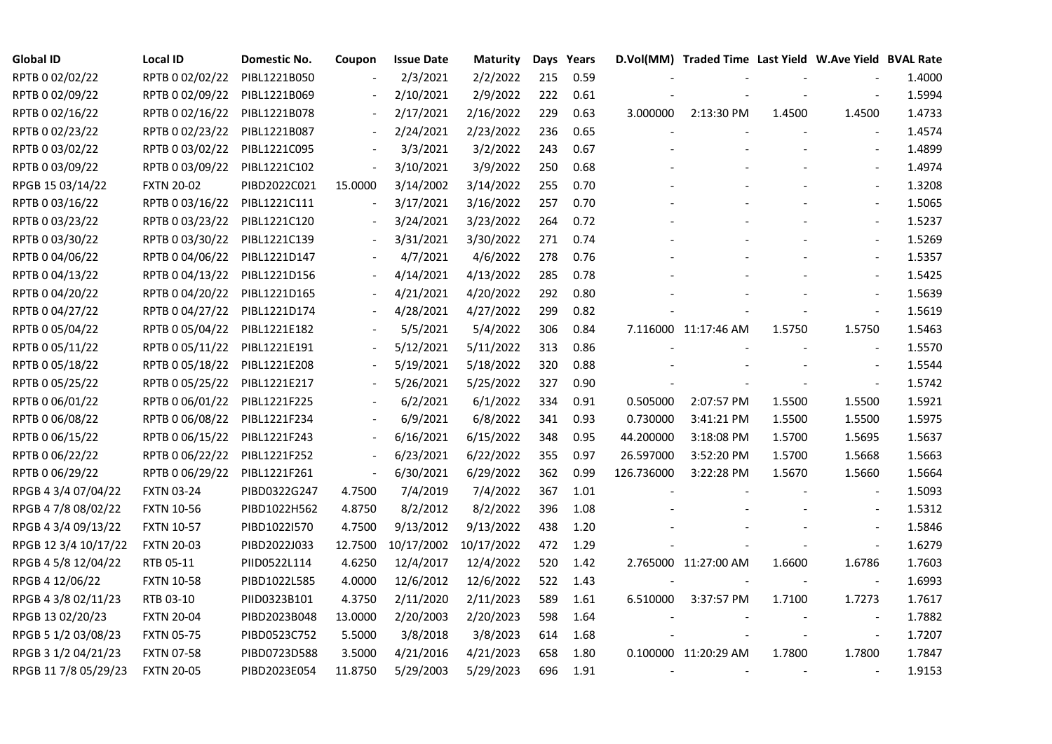| Global ID | Local ID | Domestic No. | Coupon | Issue Date | Maturity | Days | Years | D.Vol(MM) | Traded Time | Last Yield | W.Ave Yield | BVAL Rate |
|---|---|---|---|---|---|---|---|---|---|---|---|---|
| RPTB 0 02/02/22 | RPTB 0 02/02/22 | PIBL1221B050 | - | 2/3/2021 | 2/2/2022 | 215 | 0.59 | - | - | - | - | 1.4000 |
| RPTB 0 02/09/22 | RPTB 0 02/09/22 | PIBL1221B069 | - | 2/10/2021 | 2/9/2022 | 222 | 0.61 | - | - | - | - | 1.5994 |
| RPTB 0 02/16/22 | RPTB 0 02/16/22 | PIBL1221B078 | - | 2/17/2021 | 2/16/2022 | 229 | 0.63 | 3.000000 | 2:13:30 PM | 1.4500 | 1.4500 | 1.4733 |
| RPTB 0 02/23/22 | RPTB 0 02/23/22 | PIBL1221B087 | - | 2/24/2021 | 2/23/2022 | 236 | 0.65 | - | - | - | - | 1.4574 |
| RPTB 0 03/02/22 | RPTB 0 03/02/22 | PIBL1221C095 | - | 3/3/2021 | 3/2/2022 | 243 | 0.67 | - | - | - | - | 1.4899 |
| RPTB 0 03/09/22 | RPTB 0 03/09/22 | PIBL1221C102 | - | 3/10/2021 | 3/9/2022 | 250 | 0.68 | - | - | - | - | 1.4974 |
| RPGB 15 03/14/22 | FXTN 20-02 | PIBD2022C021 | 15.0000 | 3/14/2002 | 3/14/2022 | 255 | 0.70 | - | - | - | - | 1.3208 |
| RPTB 0 03/16/22 | RPTB 0 03/16/22 | PIBL1221C111 | - | 3/17/2021 | 3/16/2022 | 257 | 0.70 | - | - | - | - | 1.5065 |
| RPTB 0 03/23/22 | RPTB 0 03/23/22 | PIBL1221C120 | - | 3/24/2021 | 3/23/2022 | 264 | 0.72 | - | - | - | - | 1.5237 |
| RPTB 0 03/30/22 | RPTB 0 03/30/22 | PIBL1221C139 | - | 3/31/2021 | 3/30/2022 | 271 | 0.74 | - | - | - | - | 1.5269 |
| RPTB 0 04/06/22 | RPTB 0 04/06/22 | PIBL1221D147 | - | 4/7/2021 | 4/6/2022 | 278 | 0.76 | - | - | - | - | 1.5357 |
| RPTB 0 04/13/22 | RPTB 0 04/13/22 | PIBL1221D156 | - | 4/14/2021 | 4/13/2022 | 285 | 0.78 | - | - | - | - | 1.5425 |
| RPTB 0 04/20/22 | RPTB 0 04/20/22 | PIBL1221D165 | - | 4/21/2021 | 4/20/2022 | 292 | 0.80 | - | - | - | - | 1.5639 |
| RPTB 0 04/27/22 | RPTB 0 04/27/22 | PIBL1221D174 | - | 4/28/2021 | 4/27/2022 | 299 | 0.82 | - | - | - | - | 1.5619 |
| RPTB 0 05/04/22 | RPTB 0 05/04/22 | PIBL1221E182 | - | 5/5/2021 | 5/4/2022 | 306 | 0.84 | 7.116000 | 11:17:46 AM | 1.5750 | 1.5750 | 1.5463 |
| RPTB 0 05/11/22 | RPTB 0 05/11/22 | PIBL1221E191 | - | 5/12/2021 | 5/11/2022 | 313 | 0.86 | - | - | - | - | 1.5570 |
| RPTB 0 05/18/22 | RPTB 0 05/18/22 | PIBL1221E208 | - | 5/19/2021 | 5/18/2022 | 320 | 0.88 | - | - | - | - | 1.5544 |
| RPTB 0 05/25/22 | RPTB 0 05/25/22 | PIBL1221E217 | - | 5/26/2021 | 5/25/2022 | 327 | 0.90 | - | - | - | - | 1.5742 |
| RPTB 0 06/01/22 | RPTB 0 06/01/22 | PIBL1221F225 | - | 6/2/2021 | 6/1/2022 | 334 | 0.91 | 0.505000 | 2:07:57 PM | 1.5500 | 1.5500 | 1.5921 |
| RPTB 0 06/08/22 | RPTB 0 06/08/22 | PIBL1221F234 | - | 6/9/2021 | 6/8/2022 | 341 | 0.93 | 0.730000 | 3:41:21 PM | 1.5500 | 1.5500 | 1.5975 |
| RPTB 0 06/15/22 | RPTB 0 06/15/22 | PIBL1221F243 | - | 6/16/2021 | 6/15/2022 | 348 | 0.95 | 44.200000 | 3:18:08 PM | 1.5700 | 1.5695 | 1.5637 |
| RPTB 0 06/22/22 | RPTB 0 06/22/22 | PIBL1221F252 | - | 6/23/2021 | 6/22/2022 | 355 | 0.97 | 26.597000 | 3:52:20 PM | 1.5700 | 1.5668 | 1.5663 |
| RPTB 0 06/29/22 | RPTB 0 06/29/22 | PIBL1221F261 | - | 6/30/2021 | 6/29/2022 | 362 | 0.99 | 126.736000 | 3:22:28 PM | 1.5670 | 1.5660 | 1.5664 |
| RPGB 4 3/4 07/04/22 | FXTN 03-24 | PIBD0322G247 | 4.7500 | 7/4/2019 | 7/4/2022 | 367 | 1.01 | - | - | - | - | 1.5093 |
| RPGB 4 7/8 08/02/22 | FXTN 10-56 | PIBD1022H562 | 4.8750 | 8/2/2012 | 8/2/2022 | 396 | 1.08 | - | - | - | - | 1.5312 |
| RPGB 4 3/4 09/13/22 | FXTN 10-57 | PIBD1022I570 | 4.7500 | 9/13/2012 | 9/13/2022 | 438 | 1.20 | - | - | - | - | 1.5846 |
| RPGB 12 3/4 10/17/22 | FXTN 20-03 | PIBD2022J033 | 12.7500 | 10/17/2002 | 10/17/2022 | 472 | 1.29 | - | - | - | - | 1.6279 |
| RPGB 4 5/8 12/04/22 | RTB 05-11 | PIID0522L114 | 4.6250 | 12/4/2017 | 12/4/2022 | 520 | 1.42 | 2.765000 | 11:27:00 AM | 1.6600 | 1.6786 | 1.7603 |
| RPGB 4 12/06/22 | FXTN 10-58 | PIBD1022L585 | 4.0000 | 12/6/2012 | 12/6/2022 | 522 | 1.43 | - | - | - | - | 1.6993 |
| RPGB 4 3/8 02/11/23 | RTB 03-10 | PIID0323B101 | 4.3750 | 2/11/2020 | 2/11/2023 | 589 | 1.61 | 6.510000 | 3:37:57 PM | 1.7100 | 1.7273 | 1.7617 |
| RPGB 13 02/20/23 | FXTN 20-04 | PIBD2023B048 | 13.0000 | 2/20/2003 | 2/20/2023 | 598 | 1.64 | - | - | - | - | 1.7882 |
| RPGB 5 1/2 03/08/23 | FXTN 05-75 | PIBD0523C752 | 5.5000 | 3/8/2018 | 3/8/2023 | 614 | 1.68 | - | - | - | - | 1.7207 |
| RPGB 3 1/2 04/21/23 | FXTN 07-58 | PIBD0723D588 | 3.5000 | 4/21/2016 | 4/21/2023 | 658 | 1.80 | 0.100000 | 11:20:29 AM | 1.7800 | 1.7800 | 1.7847 |
| RPGB 11 7/8 05/29/23 | FXTN 20-05 | PIBD2023E054 | 11.8750 | 5/29/2003 | 5/29/2023 | 696 | 1.91 | - | - | - | - | 1.9153 |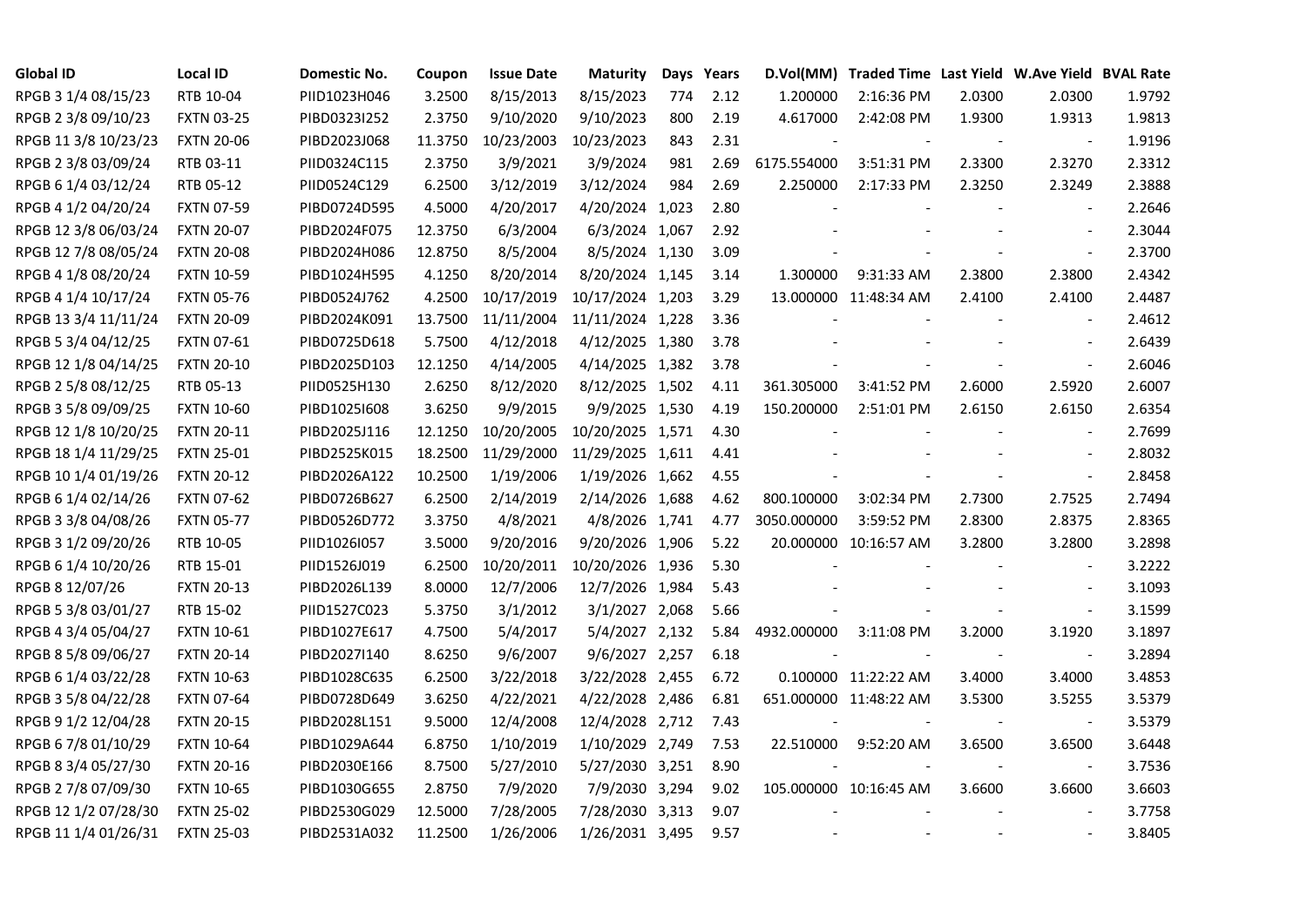| Global ID | Local ID | Domestic No. | Coupon | Issue Date | Maturity | Days | Years | D.Vol(MM) | Traded Time | Last Yield | W.Ave Yield | BVAL Rate |
|---|---|---|---|---|---|---|---|---|---|---|---|---|
| RPGB 3 1/4 08/15/23 | RTB 10-04 | PIID1023H046 | 3.2500 | 8/15/2013 | 8/15/2023 | 774 | 2.12 | 1.200000 | 2:16:36 PM | 2.0300 | 2.0300 | 1.9792 |
| RPGB 2 3/8 09/10/23 | FXTN 03-25 | PIBD0323I252 | 2.3750 | 9/10/2020 | 9/10/2023 | 800 | 2.19 | 4.617000 | 2:42:08 PM | 1.9300 | 1.9313 | 1.9813 |
| RPGB 11 3/8 10/23/23 | FXTN 20-06 | PIBD2023J068 | 11.3750 | 10/23/2003 | 10/23/2023 | 843 | 2.31 | - | - | - | - | 1.9196 |
| RPGB 2 3/8 03/09/24 | RTB 03-11 | PIID0324C115 | 2.3750 | 3/9/2021 | 3/9/2024 | 981 | 2.69 | 6175.554000 | 3:51:31 PM | 2.3300 | 2.3270 | 2.3312 |
| RPGB 6 1/4 03/12/24 | RTB 05-12 | PIID0524C129 | 6.2500 | 3/12/2019 | 3/12/2024 | 984 | 2.69 | 2.250000 | 2:17:33 PM | 2.3250 | 2.3249 | 2.3888 |
| RPGB 4 1/2 04/20/24 | FXTN 07-59 | PIBD0724D595 | 4.5000 | 4/20/2017 | 4/20/2024 | 1,023 | 2.80 | - | - | - | - | 2.2646 |
| RPGB 12 3/8 06/03/24 | FXTN 20-07 | PIBD2024F075 | 12.3750 | 6/3/2004 | 6/3/2024 | 1,067 | 2.92 | - | - | - | - | 2.3044 |
| RPGB 12 7/8 08/05/24 | FXTN 20-08 | PIBD2024H086 | 12.8750 | 8/5/2004 | 8/5/2024 | 1,130 | 3.09 | - | - | - | - | 2.3700 |
| RPGB 4 1/8 08/20/24 | FXTN 10-59 | PIBD1024H595 | 4.1250 | 8/20/2014 | 8/20/2024 | 1,145 | 3.14 | 1.300000 | 9:31:33 AM | 2.3800 | 2.3800 | 2.4342 |
| RPGB 4 1/4 10/17/24 | FXTN 05-76 | PIBD0524J762 | 4.2500 | 10/17/2019 | 10/17/2024 | 1,203 | 3.29 | 13.000000 | 11:48:34 AM | 2.4100 | 2.4100 | 2.4487 |
| RPGB 13 3/4 11/11/24 | FXTN 20-09 | PIBD2024K091 | 13.7500 | 11/11/2004 | 11/11/2024 | 1,228 | 3.36 | - | - | - | - | 2.4612 |
| RPGB 5 3/4 04/12/25 | FXTN 07-61 | PIBD0725D618 | 5.7500 | 4/12/2018 | 4/12/2025 | 1,380 | 3.78 | - | - | - | - | 2.6439 |
| RPGB 12 1/8 04/14/25 | FXTN 20-10 | PIBD2025D103 | 12.1250 | 4/14/2005 | 4/14/2025 | 1,382 | 3.78 | - | - | - | - | 2.6046 |
| RPGB 2 5/8 08/12/25 | RTB 05-13 | PIID0525H130 | 2.6250 | 8/12/2020 | 8/12/2025 | 1,502 | 4.11 | 361.305000 | 3:41:52 PM | 2.6000 | 2.5920 | 2.6007 |
| RPGB 3 5/8 09/09/25 | FXTN 10-60 | PIBD1025I608 | 3.6250 | 9/9/2015 | 9/9/2025 | 1,530 | 4.19 | 150.200000 | 2:51:01 PM | 2.6150 | 2.6150 | 2.6354 |
| RPGB 12 1/8 10/20/25 | FXTN 20-11 | PIBD2025J116 | 12.1250 | 10/20/2005 | 10/20/2025 | 1,571 | 4.30 | - | - | - | - | 2.7699 |
| RPGB 18 1/4 11/29/25 | FXTN 25-01 | PIBD2525K015 | 18.2500 | 11/29/2000 | 11/29/2025 | 1,611 | 4.41 | - | - | - | - | 2.8032 |
| RPGB 10 1/4 01/19/26 | FXTN 20-12 | PIBD2026A122 | 10.2500 | 1/19/2006 | 1/19/2026 | 1,662 | 4.55 | - | - | - | - | 2.8458 |
| RPGB 6 1/4 02/14/26 | FXTN 07-62 | PIBD0726B627 | 6.2500 | 2/14/2019 | 2/14/2026 | 1,688 | 4.62 | 800.100000 | 3:02:34 PM | 2.7300 | 2.7525 | 2.7494 |
| RPGB 3 3/8 04/08/26 | FXTN 05-77 | PIBD0526D772 | 3.3750 | 4/8/2021 | 4/8/2026 | 1,741 | 4.77 | 3050.000000 | 3:59:52 PM | 2.8300 | 2.8375 | 2.8365 |
| RPGB 3 1/2 09/20/26 | RTB 10-05 | PIID1026I057 | 3.5000 | 9/20/2016 | 9/20/2026 | 1,906 | 5.22 | 20.000000 | 10:16:57 AM | 3.2800 | 3.2800 | 3.2898 |
| RPGB 6 1/4 10/20/26 | RTB 15-01 | PIID1526J019 | 6.2500 | 10/20/2011 | 10/20/2026 | 1,936 | 5.30 | - | - | - | - | 3.2222 |
| RPGB 8 12/07/26 | FXTN 20-13 | PIBD2026L139 | 8.0000 | 12/7/2006 | 12/7/2026 | 1,984 | 5.43 | - | - | - | - | 3.1093 |
| RPGB 5 3/8 03/01/27 | RTB 15-02 | PIID1527C023 | 5.3750 | 3/1/2012 | 3/1/2027 | 2,068 | 5.66 | - | - | - | - | 3.1599 |
| RPGB 4 3/4 05/04/27 | FXTN 10-61 | PIBD1027E617 | 4.7500 | 5/4/2017 | 5/4/2027 | 2,132 | 5.84 | 4932.000000 | 3:11:08 PM | 3.2000 | 3.1920 | 3.1897 |
| RPGB 8 5/8 09/06/27 | FXTN 20-14 | PIBD2027I140 | 8.6250 | 9/6/2007 | 9/6/2027 | 2,257 | 6.18 | - | - | - | - | 3.2894 |
| RPGB 6 1/4 03/22/28 | FXTN 10-63 | PIBD1028C635 | 6.2500 | 3/22/2018 | 3/22/2028 | 2,455 | 6.72 | 0.100000 | 11:22:22 AM | 3.4000 | 3.4000 | 3.4853 |
| RPGB 3 5/8 04/22/28 | FXTN 07-64 | PIBD0728D649 | 3.6250 | 4/22/2021 | 4/22/2028 | 2,486 | 6.81 | 651.000000 | 11:48:22 AM | 3.5300 | 3.5255 | 3.5379 |
| RPGB 9 1/2 12/04/28 | FXTN 20-15 | PIBD2028L151 | 9.5000 | 12/4/2008 | 12/4/2028 | 2,712 | 7.43 | - | - | - | - | 3.5379 |
| RPGB 6 7/8 01/10/29 | FXTN 10-64 | PIBD1029A644 | 6.8750 | 1/10/2019 | 1/10/2029 | 2,749 | 7.53 | 22.510000 | 9:52:20 AM | 3.6500 | 3.6500 | 3.6448 |
| RPGB 8 3/4 05/27/30 | FXTN 20-16 | PIBD2030E166 | 8.7500 | 5/27/2010 | 5/27/2030 | 3,251 | 8.90 | - | - | - | - | 3.7536 |
| RPGB 2 7/8 07/09/30 | FXTN 10-65 | PIBD1030G655 | 2.8750 | 7/9/2020 | 7/9/2030 | 3,294 | 9.02 | 105.000000 | 10:16:45 AM | 3.6600 | 3.6600 | 3.6603 |
| RPGB 12 1/2 07/28/30 | FXTN 25-02 | PIBD2530G029 | 12.5000 | 7/28/2005 | 7/28/2030 | 3,313 | 9.07 | - | - | - | - | 3.7758 |
| RPGB 11 1/4 01/26/31 | FXTN 25-03 | PIBD2531A032 | 11.2500 | 1/26/2006 | 1/26/2031 | 3,495 | 9.57 | - | - | - | - | 3.8405 |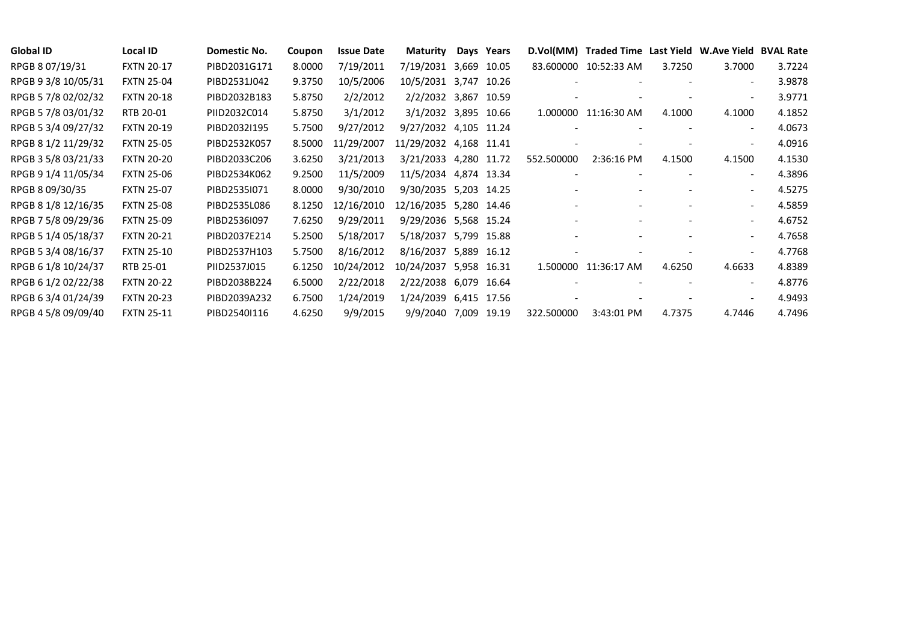| Global ID | Local ID | Domestic No. | Coupon | Issue Date | Maturity | Days | Years | D.Vol(MM) | Traded Time | Last Yield | W.Ave Yield | BVAL Rate |
|---|---|---|---|---|---|---|---|---|---|---|---|---|
| RPGB 8 07/19/31 | FXTN 20-17 | PIBD2031G171 | 8.0000 | 7/19/2011 | 7/19/2031 | 3,669 | 10.05 | 83.600000 | 10:52:33 AM | 3.7250 | 3.7000 | 3.7224 |
| RPGB 9 3/8 10/05/31 | FXTN 25-04 | PIBD2531J042 | 9.3750 | 10/5/2006 | 10/5/2031 | 3,747 | 10.26 | - | - | - | - | 3.9878 |
| RPGB 5 7/8 02/02/32 | FXTN 20-18 | PIBD2032B183 | 5.8750 | 2/2/2012 | 2/2/2032 | 3,867 | 10.59 | - | - | - | - | 3.9771 |
| RPGB 5 7/8 03/01/32 | RTB 20-01 | PIID2032C014 | 5.8750 | 3/1/2012 | 3/1/2032 | 3,895 | 10.66 | 1.000000 | 11:16:30 AM | 4.1000 | 4.1000 | 4.1852 |
| RPGB 5 3/4 09/27/32 | FXTN 20-19 | PIBD2032I195 | 5.7500 | 9/27/2012 | 9/27/2032 | 4,105 | 11.24 | - | - | - | - | 4.0673 |
| RPGB 8 1/2 11/29/32 | FXTN 25-05 | PIBD2532K057 | 8.5000 | 11/29/2007 | 11/29/2032 | 4,168 | 11.41 | - | - | - | - | 4.0916 |
| RPGB 3 5/8 03/21/33 | FXTN 20-20 | PIBD2033C206 | 3.6250 | 3/21/2013 | 3/21/2033 | 4,280 | 11.72 | 552.500000 | 2:36:16 PM | 4.1500 | 4.1500 | 4.1530 |
| RPGB 9 1/4 11/05/34 | FXTN 25-06 | PIBD2534K062 | 9.2500 | 11/5/2009 | 11/5/2034 | 4,874 | 13.34 | - | - | - | - | 4.3896 |
| RPGB 8 09/30/35 | FXTN 25-07 | PIBD2535I071 | 8.0000 | 9/30/2010 | 9/30/2035 | 5,203 | 14.25 | - | - | - | - | 4.5275 |
| RPGB 8 1/8 12/16/35 | FXTN 25-08 | PIBD2535L086 | 8.1250 | 12/16/2010 | 12/16/2035 | 5,280 | 14.46 | - | - | - | - | 4.5859 |
| RPGB 7 5/8 09/29/36 | FXTN 25-09 | PIBD2536I097 | 7.6250 | 9/29/2011 | 9/29/2036 | 5,568 | 15.24 | - | - | - | - | 4.6752 |
| RPGB 5 1/4 05/18/37 | FXTN 20-21 | PIBD2037E214 | 5.2500 | 5/18/2017 | 5/18/2037 | 5,799 | 15.88 | - | - | - | - | 4.7658 |
| RPGB 5 3/4 08/16/37 | FXTN 25-10 | PIBD2537H103 | 5.7500 | 8/16/2012 | 8/16/2037 | 5,889 | 16.12 | - | - | - | - | 4.7768 |
| RPGB 6 1/8 10/24/37 | RTB 25-01 | PIID2537J015 | 6.1250 | 10/24/2012 | 10/24/2037 | 5,958 | 16.31 | 1.500000 | 11:36:17 AM | 4.6250 | 4.6633 | 4.8389 |
| RPGB 6 1/2 02/22/38 | FXTN 20-22 | PIBD2038B224 | 6.5000 | 2/22/2018 | 2/22/2038 | 6,079 | 16.64 | - | - | - | - | 4.8776 |
| RPGB 6 3/4 01/24/39 | FXTN 20-23 | PIBD2039A232 | 6.7500 | 1/24/2019 | 1/24/2039 | 6,415 | 17.56 | - | - | - | - | 4.9493 |
| RPGB 4 5/8 09/09/40 | FXTN 25-11 | PIBD2540I116 | 4.6250 | 9/9/2015 | 9/9/2040 | 7,009 | 19.19 | 322.500000 | 3:43:01 PM | 4.7375 | 4.7446 | 4.7496 |